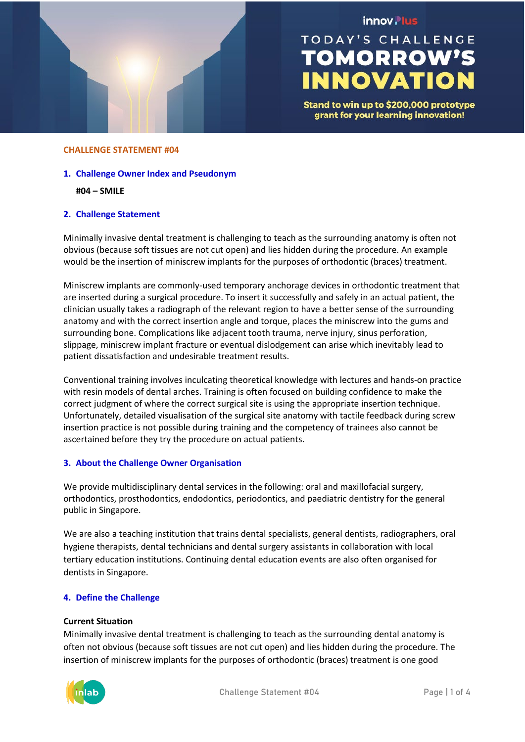TODAY'S CHALLENGE

# TOMORROW'S INNOVATION

**Stand to win up to $200,000 prototype grant for your learning innovation!**

**CHALLENGE STATEMENT #04**

## 1. Challenge Owner Index and Pseudonym

**#04 – SMILE**

## 2. Challenge Statement

Minimally invasive dental treatment is challenging to teach as the surrounding anatomy is often not obvious (because soft tissues are not cut open) and lies hidden during the procedure. An example would be the insertion of miniscrew implants for the purposes of orthodontic (braces) treatment.

Miniscrew implants are commonly-used temporary anchorage devices in orthodontic treatment that are inserted during a surgical procedure. To insert it successfully and safely in an actual patient, the clinician usually takes a radiograph of the relevant region to have a better sense of the surrounding anatomy and with the correct insertion angle and torque, places the miniscrew into the gums and surrounding bone. Complications like adjacent tooth trauma, nerve injury, sinus perforation, slippage, miniscrew implant fracture or eventual dislodgement can arise which inevitably lead to patient dissatisfaction and undesirable treatment results.

Conventional training involves inculcating theoretical knowledge with lectures and hands-on practice with resin models of dental arches. Training is often focused on building confidence to make the correct judgment of where the correct surgical site is using the appropriate insertion technique. Unfortunately, detailed visualisation of the surgical site anatomy with tactile feedback during screw insertion practice is not possible during training and the competency of trainees also cannot be ascertained before they try the procedure on actual patients.

## 3. About the Challenge Owner Organisation

We provide multidisciplinary dental services in the following: oral and maxillofacial surgery, orthodontics, prosthodontics, endodontics, periodontics, and paediatric dentistry for the general public in Singapore.

We are also a teaching institution that trains dental specialists, general dentists, radiographers, oral hygiene therapists, dental technicians and dental surgery assistants in collaboration with local tertiary education institutions. Continuing dental education events are also often organised for dentists in Singapore.

## 4. Define the Challenge

**Current Situation**

Minimally invasive dental treatment is challenging to teach as the surrounding dental anatomy is often not obvious (because soft tissues are not cut open) and lies hidden during the procedure. The insertion of miniscrew implants for the purposes of orthodontic (braces) treatment is one good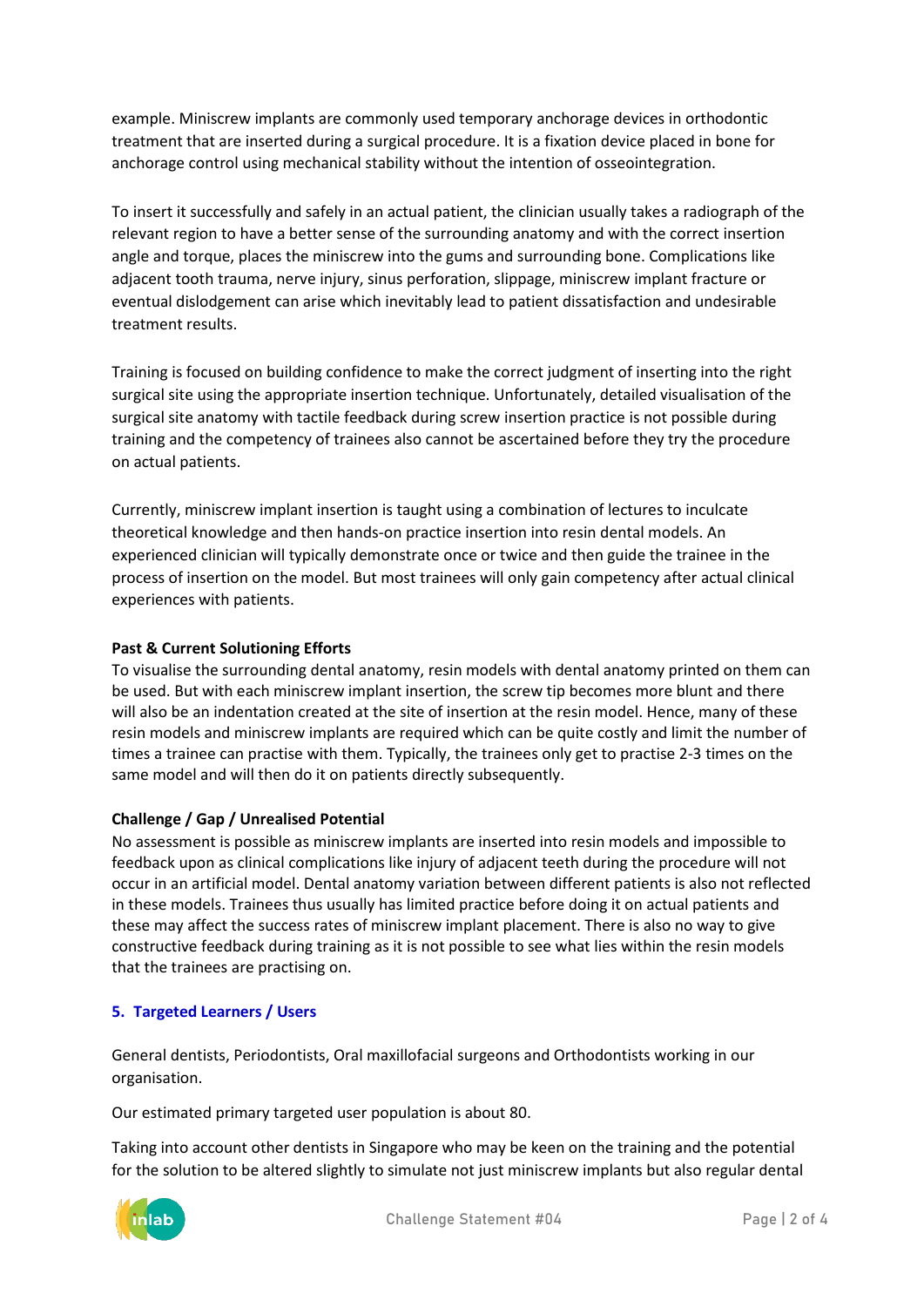example. Miniscrew implants are commonly used temporary anchorage devices in orthodontic treatment that are inserted during a surgical procedure. It is a fixation device placed in bone for anchorage control using mechanical stability without the intention of osseointegration.

To insert it successfully and safely in an actual patient, the clinician usually takes a radiograph of the relevant region to have a better sense of the surrounding anatomy and with the correct insertion angle and torque, places the miniscrew into the gums and surrounding bone. Complications like adjacent tooth trauma, nerve injury, sinus perforation, slippage, miniscrew implant fracture or eventual dislodgement can arise which inevitably lead to patient dissatisfaction and undesirable treatment results.

Training is focused on building confidence to make the correct judgment of inserting into the right surgical site using the appropriate insertion technique. Unfortunately, detailed visualisation of the surgical site anatomy with tactile feedback during screw insertion practice is not possible during training and the competency of trainees also cannot be ascertained before they try the procedure on actual patients.

Currently, miniscrew implant insertion is taught using a combination of lectures to inculcate theoretical knowledge and then hands-on practice insertion into resin dental models. An experienced clinician will typically demonstrate once or twice and then guide the trainee in the process of insertion on the model. But most trainees will only gain competency after actual clinical experiences with patients.

**Past & Current Solutioning Efforts**

To visualise the surrounding dental anatomy, resin models with dental anatomy printed on them can be used. But with each miniscrew implant insertion, the screw tip becomes more blunt and there will also be an indentation created at the site of insertion at the resin model. Hence, many of these resin models and miniscrew implants are required which can be quite costly and limit the number of times a trainee can practise with them. Typically, the trainees only get to practise 2-3 times on the same model and will then do it on patients directly subsequently.

**Challenge / Gap / Unrealised Potential**

No assessment is possible as miniscrew implants are inserted into resin models and impossible to feedback upon as clinical complications like injury of adjacent teeth during the procedure will not occur in an artificial model. Dental anatomy variation between different patients is also not reflected in these models. Trainees thus usually has limited practice before doing it on actual patients and these may affect the success rates of miniscrew implant placement. There is also no way to give constructive feedback during training as it is not possible to see what lies within the resin models that the trainees are practising on.

## 5. Targeted Learners / Users

General dentists, Periodontists, Oral maxillofacial surgeons and Orthodontists working in our organisation.

Our estimated primary targeted user population is about 80.

Taking into account other dentists in Singapore who may be keen on the training and the potential for the solution to be altered slightly to simulate not just miniscrew implants but also regular dental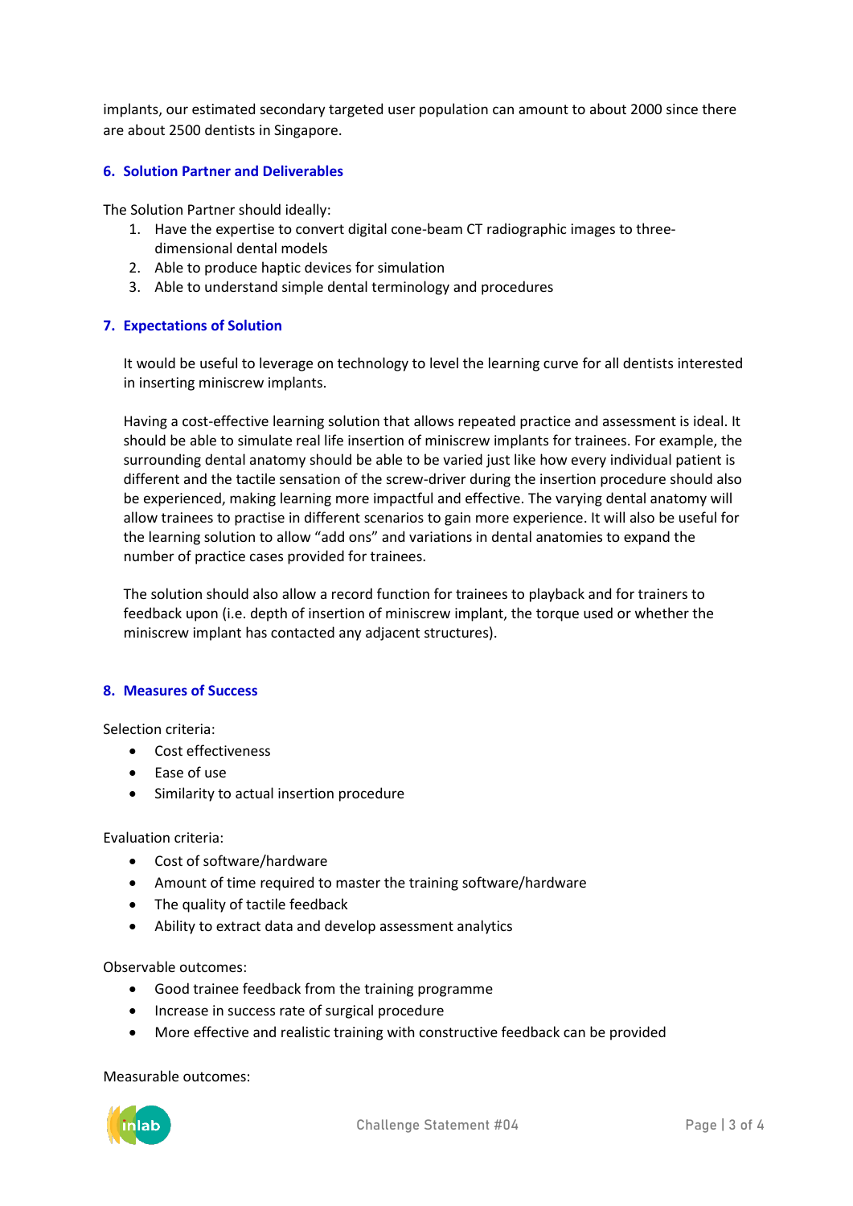implants, our estimated secondary targeted user population can amount to about 2000 since there are about 2500 dentists in Singapore.

## 6. Solution Partner and Deliverables

The Solution Partner should ideally:

1. Have the expertise to convert digital cone-beam CT radiographic images to three-dimensional dental models
2. Able to produce haptic devices for simulation
3. Able to understand simple dental terminology and procedures

## 7. Expectations of Solution

It would be useful to leverage on technology to level the learning curve for all dentists interested in inserting miniscrew implants.

Having a cost-effective learning solution that allows repeated practice and assessment is ideal. It should be able to simulate real life insertion of miniscrew implants for trainees. For example, the surrounding dental anatomy should be able to be varied just like how every individual patient is different and the tactile sensation of the screw-driver during the insertion procedure should also be experienced, making learning more impactful and effective. The varying dental anatomy will allow trainees to practise in different scenarios to gain more experience. It will also be useful for the learning solution to allow "add ons" and variations in dental anatomies to expand the number of practice cases provided for trainees.

The solution should also allow a record function for trainees to playback and for trainers to feedback upon (i.e. depth of insertion of miniscrew implant, the torque used or whether the miniscrew implant has contacted any adjacent structures).

## 8. Measures of Success

Selection criteria:

- Cost effectiveness
- Ease of use
- Similarity to actual insertion procedure

Evaluation criteria:

- Cost of software/hardware
- Amount of time required to master the training software/hardware
- The quality of tactile feedback
- Ability to extract data and develop assessment analytics

Observable outcomes:

- Good trainee feedback from the training programme
- Increase in success rate of surgical procedure
- More effective and realistic training with constructive feedback can be provided

Measurable outcomes: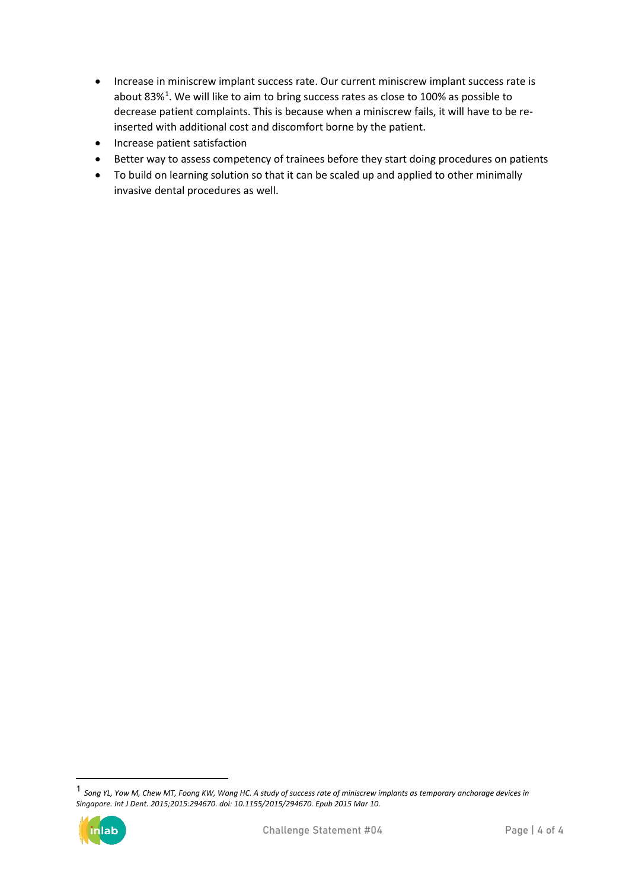- Increase in miniscrew implant success rate. Our current miniscrew implant success rate is about 83%[1]. We will like to aim to bring success rates as close to 100% as possible to decrease patient complaints. This is because when a miniscrew fails, it will have to be re-inserted with additional cost and discomfort borne by the patient.
- Increase patient satisfaction
- Better way to assess competency of trainees before they start doing procedures on patients
- To build on learning solution so that it can be scaled up and applied to other minimally invasive dental procedures as well.

---

[1] *Song YL, Yow M, Chew MT, Foong KW, Wong HC. A study of success rate of miniscrew implants as temporary anchorage devices in Singapore. Int J Dent. 2015;2015:294670. doi: 10.1155/2015/294670. Epub 2015 Mar 10.*